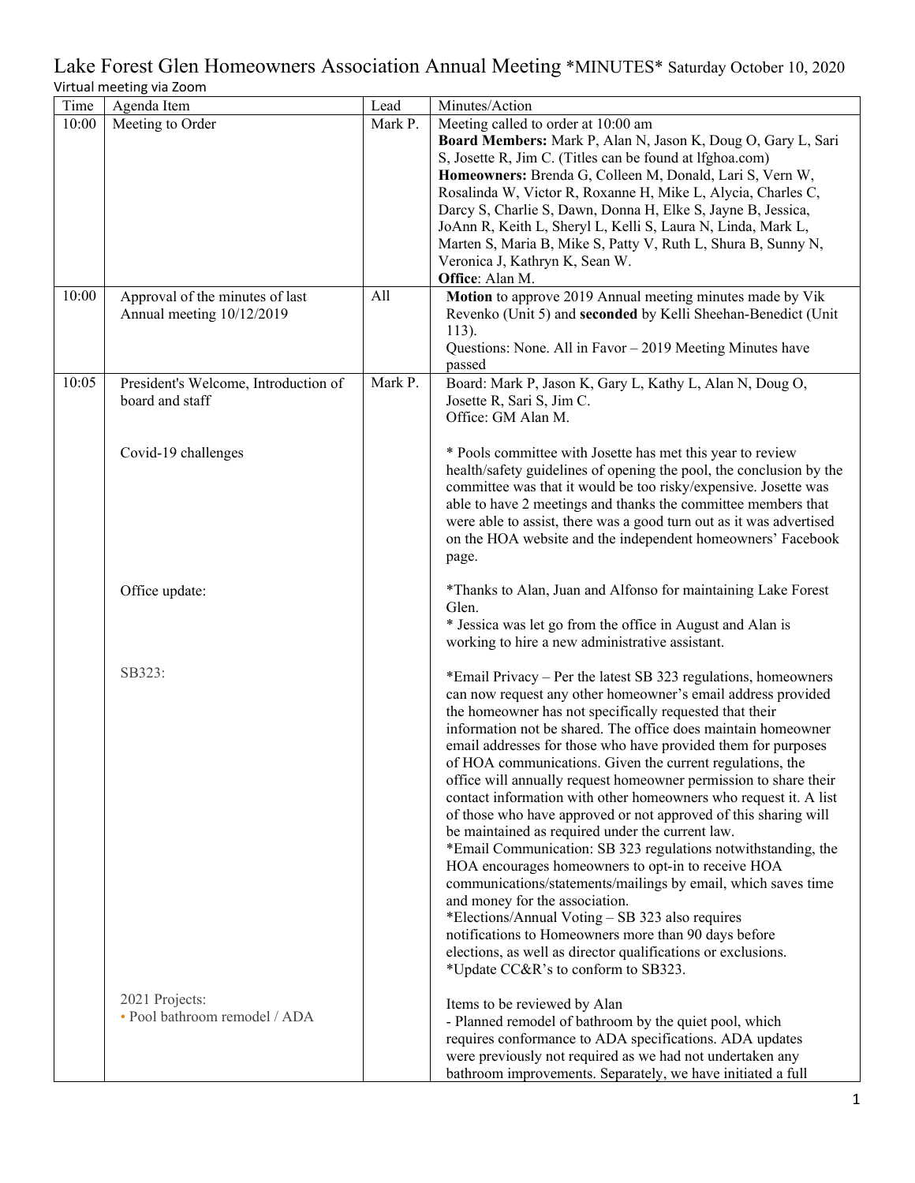# Lake Forest Glen Homeowners Association Annual Meeting *MINUTES* Saturday October 10, 2020

Virtual meeting via Zoom

| Time | Agenda Item | Lead | Minutes/Action |
|---|---|---|---|
| 10:00 | Meeting to Order | Mark P. | Meeting called to order at 10:00 am<br>**Board Members:** Mark P, Alan N, Jason K, Doug O, Gary L, Sari S, Josette R, Jim C. (Titles can be found at lfghoa.com)<br>**Homeowners:** Brenda G, Colleen M, Donald, Lari S, Vern W, Rosalinda W, Victor R, Roxanne H, Mike L, Alycia, Charles C, Darcy S, Charlie S, Dawn, Donna H, Elke S, Jayne B, Jessica, JoAnn R, Keith L, Sheryl L, Kelli S, Laura N, Linda, Mark L, Marten S, Maria B, Mike S, Patty V, Ruth L, Shura B, Sunny N, Veronica J, Kathryn K, Sean W.<br>**Office**: Alan M. |
| 10:00 | Approval of the minutes of last Annual meeting 10/12/2019 | All | **Motion** to approve 2019 Annual meeting minutes made by Vik Revenko (Unit 5) and **seconded** by Kelli Sheehan-Benedict (Unit 113).<br>Questions: None. All in Favor – 2019 Meeting Minutes have passed |
| 10:05 | President's Welcome, Introduction of board and staff | Mark P. | Board: Mark P, Jason K, Gary L, Kathy L, Alan N, Doug O, Josette R, Sari S, Jim C.<br>Office: GM Alan M. |
| | Covid-19 challenges | | * Pools committee with Josette has met this year to review health/safety guidelines of opening the pool, the conclusion by the committee was that it would be too risky/expensive. Josette was able to have 2 meetings and thanks the committee members that were able to assist, there was a good turn out as it was advertised on the HOA website and the independent homeowners' Facebook page. |
| | Office update: | | *Thanks to Alan, Juan and Alfonso for maintaining Lake Forest Glen.<br>* Jessica was let go from the office in August and Alan is working to hire a new administrative assistant. |
| | SB323: | | *Email Privacy – Per the latest SB 323 regulations, homeowners can now request any other homeowner's email address provided the homeowner has not specifically requested that their information not be shared. The office does maintain homeowner email addresses for those who have provided them for purposes of HOA communications. Given the current regulations, the office will annually request homeowner permission to share their contact information with other homeowners who request it. A list of those who have approved or not approved of this sharing will be maintained as required under the current law.<br>*Email Communication: SB 323 regulations notwithstanding, the HOA encourages homeowners to opt-in to receive HOA communications/statements/mailings by email, which saves time and money for the association.<br>*Elections/Annual Voting – SB 323 also requires notifications to Homeowners more than 90 days before elections, as well as director qualifications or exclusions.<br>*Update CC&R's to conform to SB323. |
| | 2021 Projects:<br>• Pool bathroom remodel / ADA | | Items to be reviewed by Alan<br>- Planned remodel of bathroom by the quiet pool, which requires conformance to ADA specifications. ADA updates were previously not required as we had not undertaken any bathroom improvements. Separately, we have initiated a full |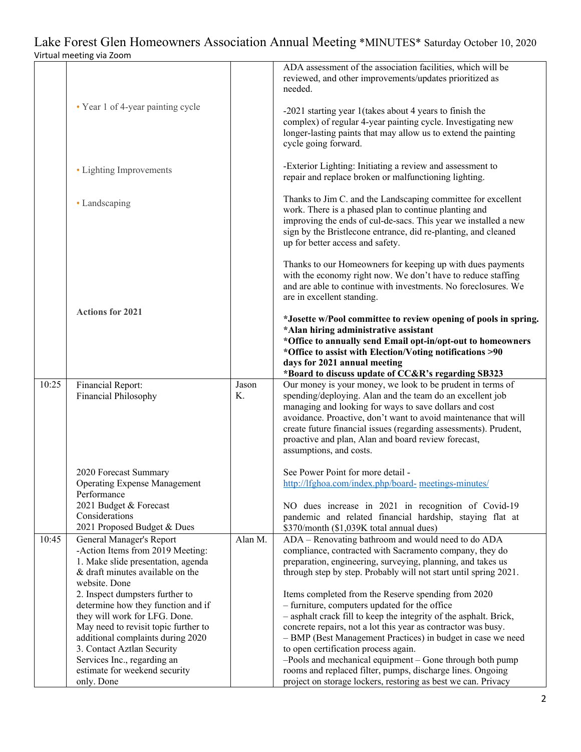Lake Forest Glen Homeowners Association Annual Meeting *MINUTES* Saturday October 10, 2020
Virtual meeting via Zoom

| | | | |
|---|---|---|---|
| | | | ADA assessment of the association facilities, which will be reviewed, and other improvements/updates prioritized as needed. |
| | • Year 1 of 4-year painting cycle | | -2021 starting year 1(takes about 4 years to finish the complex) of regular 4-year painting cycle. Investigating new longer-lasting paints that may allow us to extend the painting cycle going forward. |
| | • Lighting Improvements | | -Exterior Lighting: Initiating a review and assessment to repair and replace broken or malfunctioning lighting. |
| | • Landscaping | | Thanks to Jim C. and the Landscaping committee for excellent work. There is a phased plan to continue planting and improving the ends of cul-de-sacs. This year we installed a new sign by the Bristlecone entrance, did re-planting, and cleaned up for better access and safety.<br><br>Thanks to our Homeowners for keeping up with dues payments with the economy right now. We don't have to reduce staffing and are able to continue with investments. No foreclosures. We are in excellent standing. |
| | **Actions for 2021** | | **\*Josette w/Pool committee to review opening of pools in spring.**<br>**\*Alan hiring administrative assistant**<br>**\*Office to annually send Email opt-in/opt-out to homeowners**<br>**\*Office to assist with Election/Voting notifications >90 days for 2021 annual meeting**<br>**\*Board to discuss update of CC&R's regarding SB323** |
| 10:25 | Financial Report:<br>Financial Philosophy | Jason K. | Our money is your money, we look to be prudent in terms of spending/deploying. Alan and the team do an excellent job managing and looking for ways to save dollars and cost avoidance. Proactive, don't want to avoid maintenance that will create future financial issues (regarding assessments). Prudent, proactive and plan, Alan and board review forecast, assumptions, and costs. |
| | 2020 Forecast Summary<br>Operating Expense Management Performance<br>2021 Budget & Forecast Considerations<br>2021 Proposed Budget & Dues | | See Power Point for more detail - http://lfghoa.com/index.php/board- meetings-minutes/<br><br>NO dues increase in 2021 in recognition of Covid-19 pandemic and related financial hardship, staying flat at $370/month ($1,039K total annual dues) |
| 10:45 | General Manager's Report<br>-Action Items from 2019 Meeting:<br>1. Make slide presentation, agenda & draft minutes available on the website. Done<br>2. Inspect dumpsters further to determine how they function and if they will work for LFG. Done. May need to revisit topic further to additional complaints during 2020<br>3. Contact Aztlan Security Services Inc., regarding an estimate for weekend security only. Done | Alan M. | ADA – Renovating bathroom and would need to do ADA compliance, contracted with Sacramento company, they do preparation, engineering, surveying, planning, and takes us through step by step. Probably will not start until spring 2021.<br><br>Items completed from the Reserve spending from 2020<br>– furniture, computers updated for the office<br>– asphalt crack fill to keep the integrity of the asphalt. Brick, concrete repairs, not a lot this year as contractor was busy.<br>– BMP (Best Management Practices) in budget in case we need to open certification process again.<br>–Pools and mechanical equipment – Gone through both pump rooms and replaced filter, pumps, discharge lines. Ongoing project on storage lockers, restoring as best we can. Privacy |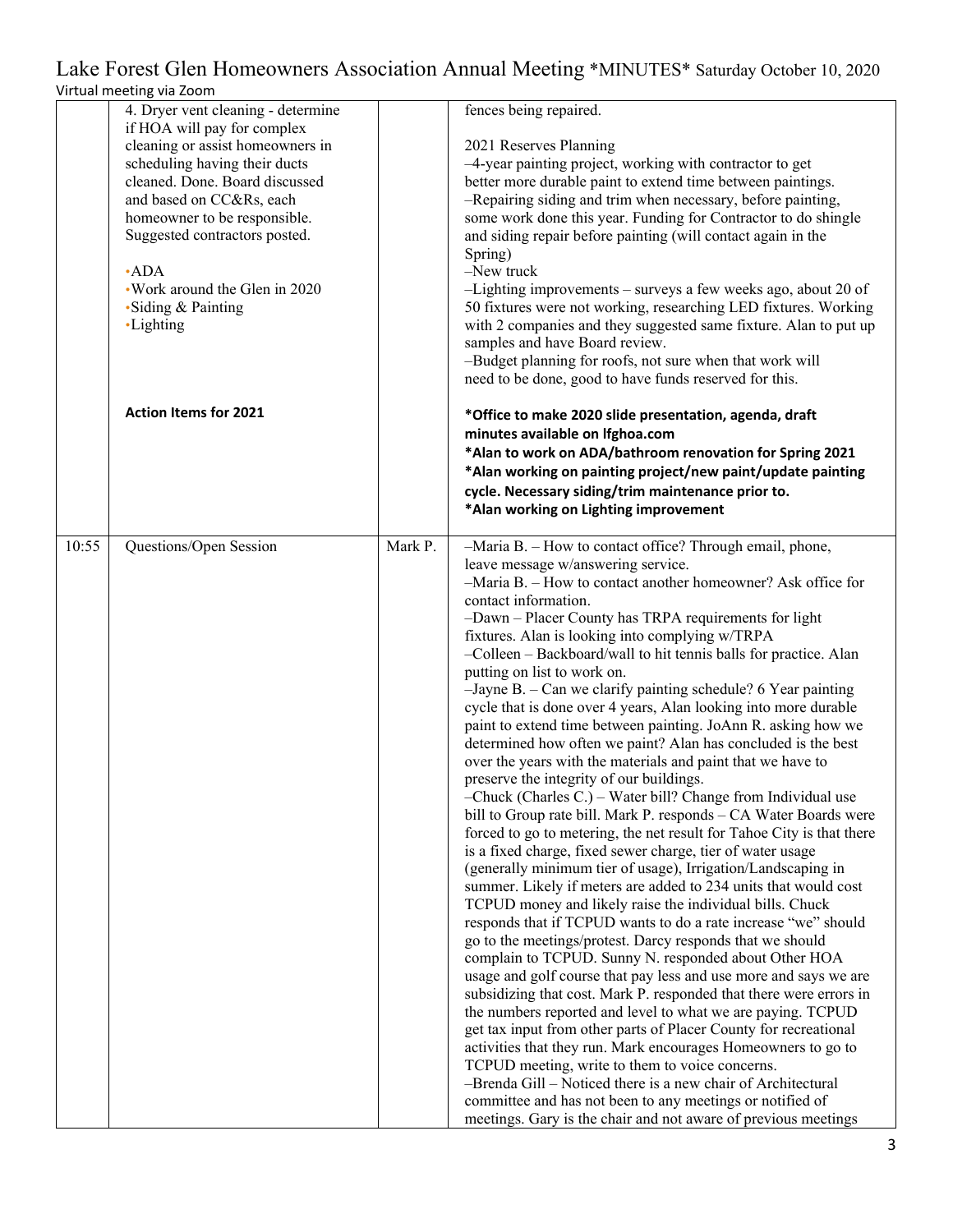Lake Forest Glen Homeowners Association Annual Meeting *MINUTES* Saturday October 10, 2020
Virtual meeting via Zoom

| | | | |
|---|---|---|---|
| | 4. Dryer vent cleaning - determine if HOA will pay for complex cleaning or assist homeowners in scheduling having their ducts cleaned. Done. Board discussed and based on CC&Rs, each homeowner to be responsible. Suggested contractors posted.<br><br>•ADA<br>•Work around the Glen in 2020<br>•Siding & Painting<br>•Lighting<br><br><br><br><br>**Action Items for 2021** | | fences being repaired.<br><br>2021 Reserves Planning<br>–4-year painting project, working with contractor to get better more durable paint to extend time between paintings.<br>–Repairing siding and trim when necessary, before painting, some work done this year. Funding for Contractor to do shingle and siding repair before painting (will contact again in the Spring)<br>–New truck<br>–Lighting improvements – surveys a few weeks ago, about 20 of 50 fixtures were not working, researching LED fixtures. Working with 2 companies and they suggested same fixture. Alan to put up samples and have Board review.<br>–Budget planning for roofs, not sure when that work will need to be done, good to have funds reserved for this.<br><br>**\*Office to make 2020 slide presentation, agenda, draft minutes available on lfghoa.com**<br>**\*Alan to work on ADA/bathroom renovation for Spring 2021**<br>**\*Alan working on painting project/new paint/update painting cycle. Necessary siding/trim maintenance prior to.**<br>**\*Alan working on Lighting improvement** |
| 10:55 | Questions/Open Session | Mark P. | –Maria B. – How to contact office? Through email, phone, leave message w/answering service.<br>–Maria B. – How to contact another homeowner? Ask office for contact information.<br>–Dawn – Placer County has TRPA requirements for light fixtures. Alan is looking into complying w/TRPA<br>–Colleen – Backboard/wall to hit tennis balls for practice. Alan putting on list to work on.<br>–Jayne B. – Can we clarify painting schedule? 6 Year painting cycle that is done over 4 years, Alan looking into more durable paint to extend time between painting. JoAnn R. asking how we determined how often we paint? Alan has concluded is the best over the years with the materials and paint that we have to preserve the integrity of our buildings.<br>–Chuck (Charles C.) – Water bill? Change from Individual use bill to Group rate bill. Mark P. responds – CA Water Boards were forced to go to metering, the net result for Tahoe City is that there is a fixed charge, fixed sewer charge, tier of water usage (generally minimum tier of usage), Irrigation/Landscaping in summer. Likely if meters are added to 234 units that would cost TCPUD money and likely raise the individual bills. Chuck responds that if TCPUD wants to do a rate increase "we" should go to the meetings/protest. Darcy responds that we should complain to TCPUD. Sunny N. responded about Other HOA usage and golf course that pay less and use more and says we are subsidizing that cost. Mark P. responded that there were errors in the numbers reported and level to what we are paying. TCPUD get tax input from other parts of Placer County for recreational activities that they run. Mark encourages Homeowners to go to TCPUD meeting, write to them to voice concerns.<br>–Brenda Gill – Noticed there is a new chair of Architectural committee and has not been to any meetings or notified of meetings. Gary is the chair and not aware of previous meetings |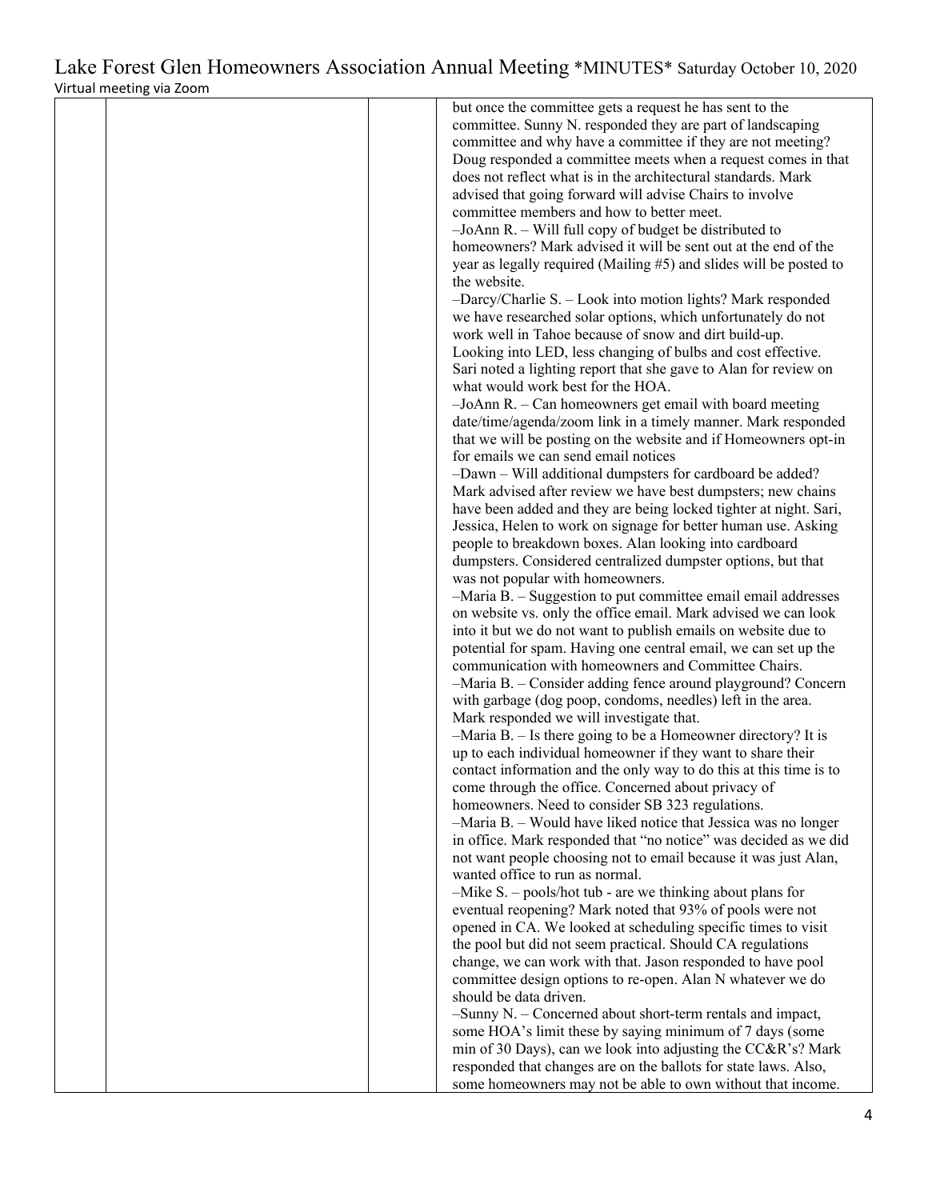but once the committee gets a request he has sent to the committee. Sunny N. responded they are part of landscaping committee and why have a committee if they are not meeting? Doug responded a committee meets when a request comes in that does not reflect what is in the architectural standards. Mark advised that going forward will advise Chairs to involve committee members and how to better meet.

–JoAnn R. – Will full copy of budget be distributed to homeowners? Mark advised it will be sent out at the end of the year as legally required (Mailing #5) and slides will be posted to the website.

–Darcy/Charlie S. – Look into motion lights? Mark responded we have researched solar options, which unfortunately do not work well in Tahoe because of snow and dirt build-up. Looking into LED, less changing of bulbs and cost effective. Sari noted a lighting report that she gave to Alan for review on what would work best for the HOA.

–JoAnn R. – Can homeowners get email with board meeting date/time/agenda/zoom link in a timely manner. Mark responded that we will be posting on the website and if Homeowners opt-in for emails we can send email notices

–Dawn – Will additional dumpsters for cardboard be added? Mark advised after review we have best dumpsters; new chains have been added and they are being locked tighter at night. Sari, Jessica, Helen to work on signage for better human use. Asking people to breakdown boxes. Alan looking into cardboard dumpsters. Considered centralized dumpster options, but that was not popular with homeowners.

–Maria B. – Suggestion to put committee email email addresses on website vs. only the office email. Mark advised we can look into it but we do not want to publish emails on website due to potential for spam. Having one central email, we can set up the communication with homeowners and Committee Chairs.

–Maria B. – Consider adding fence around playground? Concern with garbage (dog poop, condoms, needles) left in the area. Mark responded we will investigate that.

–Maria B. – Is there going to be a Homeowner directory? It is up to each individual homeowner if they want to share their contact information and the only way to do this at this time is to come through the office. Concerned about privacy of homeowners. Need to consider SB 323 regulations.

–Maria B. – Would have liked notice that Jessica was no longer in office. Mark responded that "no notice" was decided as we did not want people choosing not to email because it was just Alan, wanted office to run as normal.

–Mike S. – pools/hot tub - are we thinking about plans for eventual reopening? Mark noted that 93% of pools were not opened in CA. We looked at scheduling specific times to visit the pool but did not seem practical. Should CA regulations change, we can work with that. Jason responded to have pool committee design options to re-open. Alan N whatever we do should be data driven.

–Sunny N. – Concerned about short-term rentals and impact, some HOA's limit these by saying minimum of 7 days (some min of 30 Days), can we look into adjusting the CC&R's? Mark responded that changes are on the ballots for state laws. Also, some homeowners may not be able to own without that income.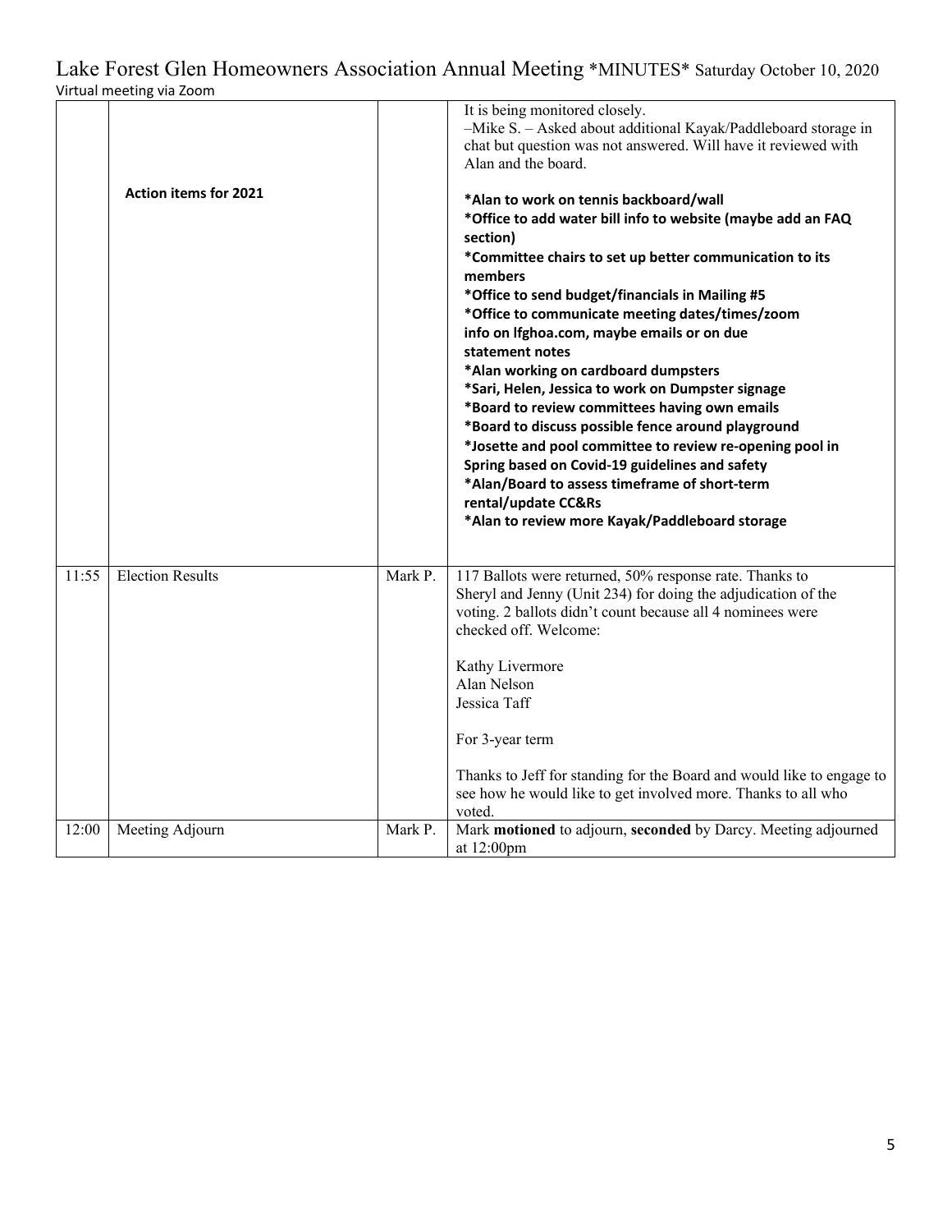Lake Forest Glen Homeowners Association Annual Meeting *MINUTES* Saturday October 10, 2020
Virtual meeting via Zoom

| | | | |
|---|---|---|---|
| | **Action items for 2021** | | It is being monitored closely.<br>–Mike S. – Asked about additional Kayak/Paddleboard storage in chat but question was not answered. Will have it reviewed with Alan and the board.<br><br>**\*Alan to work on tennis backboard/wall**<br>**\*Office to add water bill info to website (maybe add an FAQ section)**<br>**\*Committee chairs to set up better communication to its members**<br>**\*Office to send budget/financials in Mailing #5**<br>**\*Office to communicate meeting dates/times/zoom info on lfghoa.com, maybe emails or on due statement notes**<br>**\*Alan working on cardboard dumpsters**<br>**\*Sari, Helen, Jessica to work on Dumpster signage**<br>**\*Board to review committees having own emails**<br>**\*Board to discuss possible fence around playground**<br>**\*Josette and pool committee to review re-opening pool in Spring based on Covid-19 guidelines and safety**<br>**\*Alan/Board to assess timeframe of short-term rental/update CC&Rs**<br>**\*Alan to review more Kayak/Paddleboard storage** |
| 11:55 | Election Results | Mark P. | 117 Ballots were returned, 50% response rate. Thanks to Sheryl and Jenny (Unit 234) for doing the adjudication of the voting. 2 ballots didn't count because all 4 nominees were checked off. Welcome:<br><br>Kathy Livermore<br>Alan Nelson<br>Jessica Taff<br><br>For 3-year term<br><br>Thanks to Jeff for standing for the Board and would like to engage to see how he would like to get involved more. Thanks to all who voted. |
| 12:00 | Meeting Adjourn | Mark P. | Mark **motioned** to adjourn, **seconded** by Darcy. Meeting adjourned at 12:00pm |